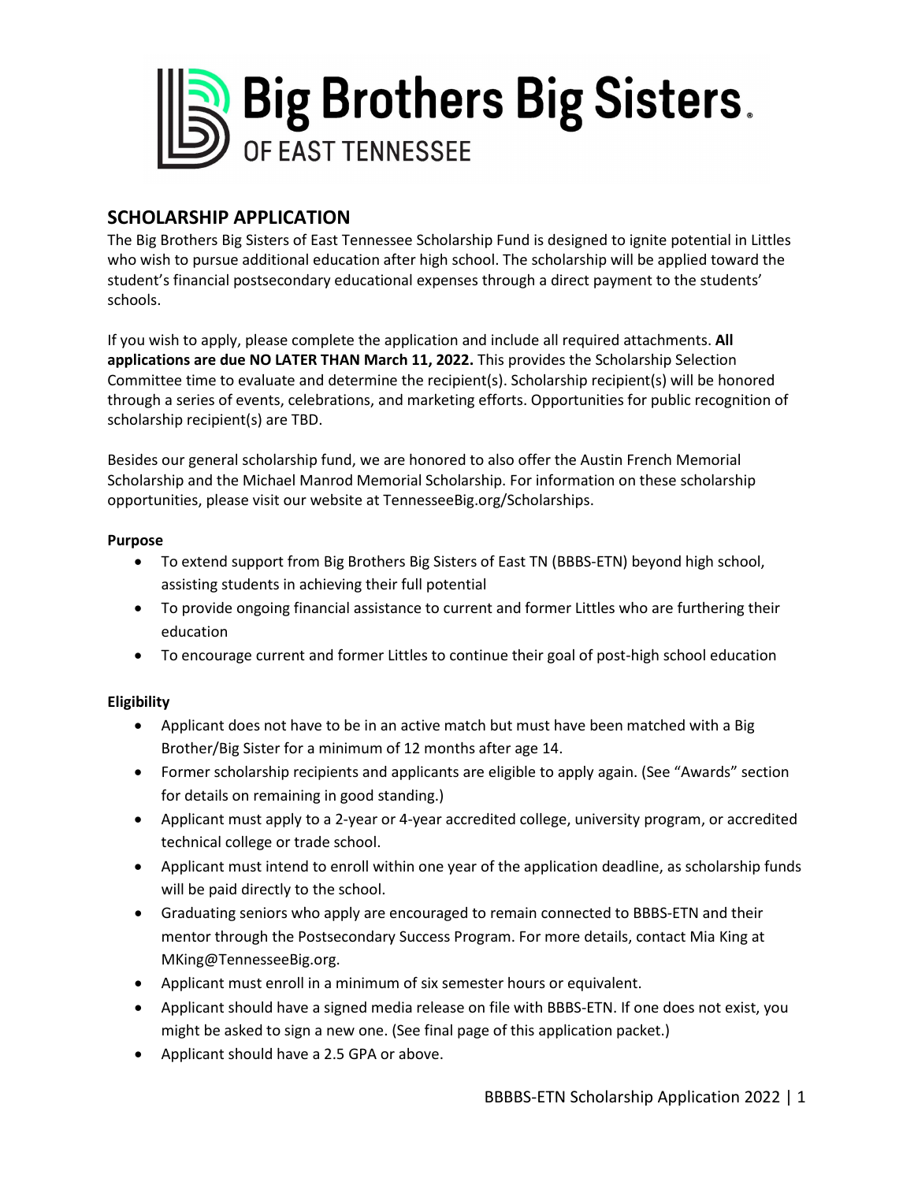# Big Brothers Big Sisters

OF EAST TENNESSEE

## SCHOLARSHIP APPLICATION

The Big Brothers Big Sisters of East Tennessee Scholarship Fund is designed to ignite potential in Littles who wish to pursue additional education after high school. The scholarship will be applied toward the student's financial postsecondary educational expenses through a direct payment to the students' schools.

If you wish to apply, please complete the application and include all required attachments. **All applications are due NO LATER THAN March 11, 2022.** This provides the Scholarship Selection Committee time to evaluate and determine the recipient(s). Scholarship recipient(s) will be honored through a series of events, celebrations, and marketing efforts. Opportunities for public recognition of scholarship recipient(s) are TBD.

Besides our general scholarship fund, we are honored to also offer the Austin French Memorial Scholarship and the Michael Manrod Memorial Scholarship. For information on these scholarship opportunities, please visit our website at TennesseeBig.org/Scholarships.

**Purpose**

- To extend support from Big Brothers Big Sisters of East TN (BBBS-ETN) beyond high school, assisting students in achieving their full potential
- To provide ongoing financial assistance to current and former Littles who are furthering their education
- To encourage current and former Littles to continue their goal of post-high school education

**Eligibility**

- Applicant does not have to be in an active match but must have been matched with a Big Brother/Big Sister for a minimum of 12 months after age 14.
- Former scholarship recipients and applicants are eligible to apply again. (See "Awards" section for details on remaining in good standing.)
- Applicant must apply to a 2-year or 4-year accredited college, university program, or accredited technical college or trade school.
- Applicant must intend to enroll within one year of the application deadline, as scholarship funds will be paid directly to the school.
- Graduating seniors who apply are encouraged to remain connected to BBBS-ETN and their mentor through the Postsecondary Success Program. For more details, contact Mia King at MKing@TennesseeBig.org.
- Applicant must enroll in a minimum of six semester hours or equivalent.
- Applicant should have a signed media release on file with BBBS-ETN. If one does not exist, you might be asked to sign a new one. (See final page of this application packet.)
- Applicant should have a 2.5 GPA or above.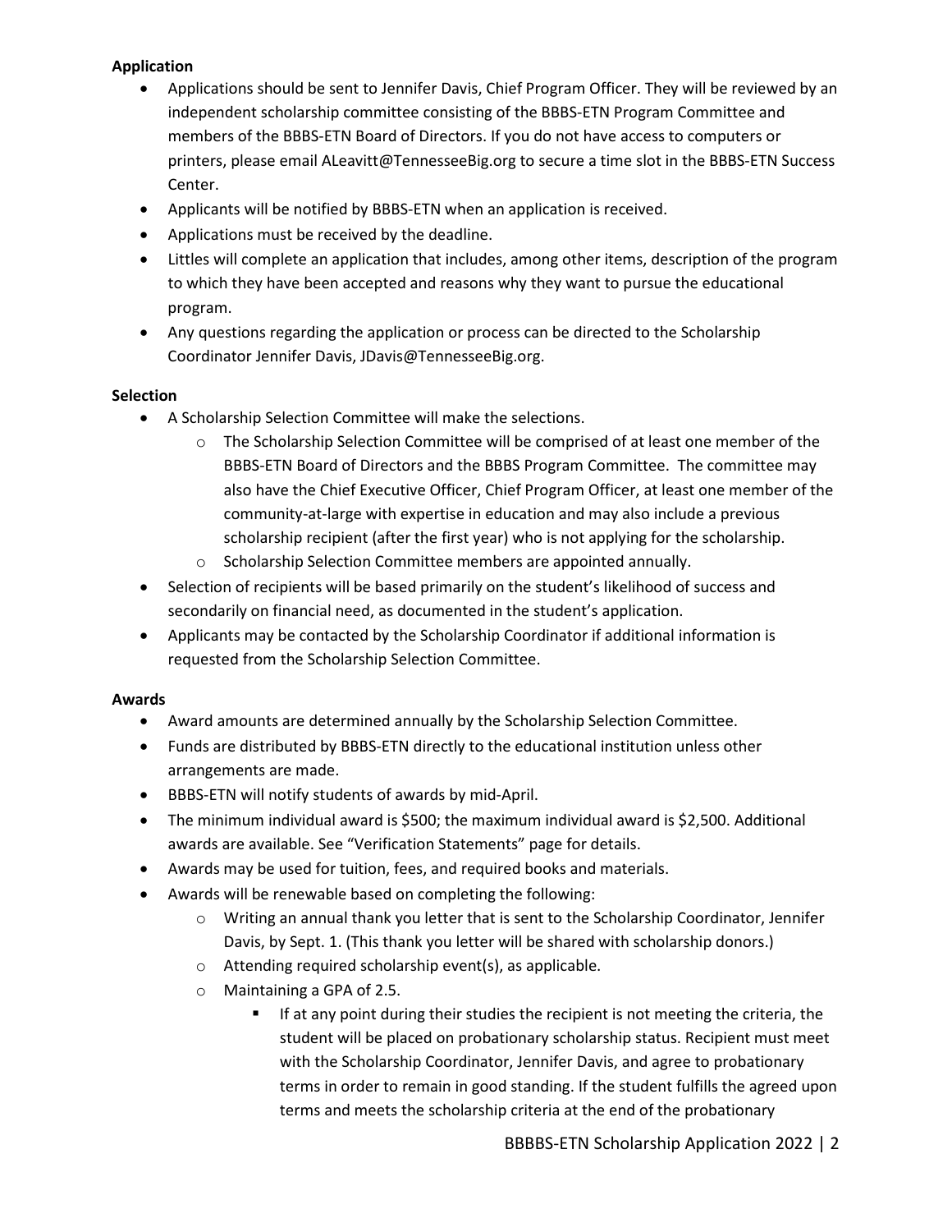**Application**

- Applications should be sent to Jennifer Davis, Chief Program Officer. They will be reviewed by an independent scholarship committee consisting of the BBBS-ETN Program Committee and members of the BBBS-ETN Board of Directors. If you do not have access to computers or printers, please email ALeavitt@TennesseeBig.org to secure a time slot in the BBBS-ETN Success Center.
- Applicants will be notified by BBBS-ETN when an application is received.
- Applications must be received by the deadline.
- Littles will complete an application that includes, among other items, description of the program to which they have been accepted and reasons why they want to pursue the educational program.
- Any questions regarding the application or process can be directed to the Scholarship Coordinator Jennifer Davis, JDavis@TennesseeBig.org.

**Selection**

- A Scholarship Selection Committee will make the selections.
  - The Scholarship Selection Committee will be comprised of at least one member of the BBBS-ETN Board of Directors and the BBBS Program Committee. The committee may also have the Chief Executive Officer, Chief Program Officer, at least one member of the community-at-large with expertise in education and may also include a previous scholarship recipient (after the first year) who is not applying for the scholarship.
  - Scholarship Selection Committee members are appointed annually.
- Selection of recipients will be based primarily on the student's likelihood of success and secondarily on financial need, as documented in the student's application.
- Applicants may be contacted by the Scholarship Coordinator if additional information is requested from the Scholarship Selection Committee.

**Awards**

- Award amounts are determined annually by the Scholarship Selection Committee.
- Funds are distributed by BBBS-ETN directly to the educational institution unless other arrangements are made.
- BBBS-ETN will notify students of awards by mid-April.
- The minimum individual award is $500; the maximum individual award is $2,500. Additional awards are available. See "Verification Statements" page for details.
- Awards may be used for tuition, fees, and required books and materials.
- Awards will be renewable based on completing the following:
  - Writing an annual thank you letter that is sent to the Scholarship Coordinator, Jennifer Davis, by Sept. 1. (This thank you letter will be shared with scholarship donors.)
  - Attending required scholarship event(s), as applicable.
  - Maintaining a GPA of 2.5.
    - If at any point during their studies the recipient is not meeting the criteria, the student will be placed on probationary scholarship status. Recipient must meet with the Scholarship Coordinator, Jennifer Davis, and agree to probationary terms in order to remain in good standing. If the student fulfills the agreed upon terms and meets the scholarship criteria at the end of the probationary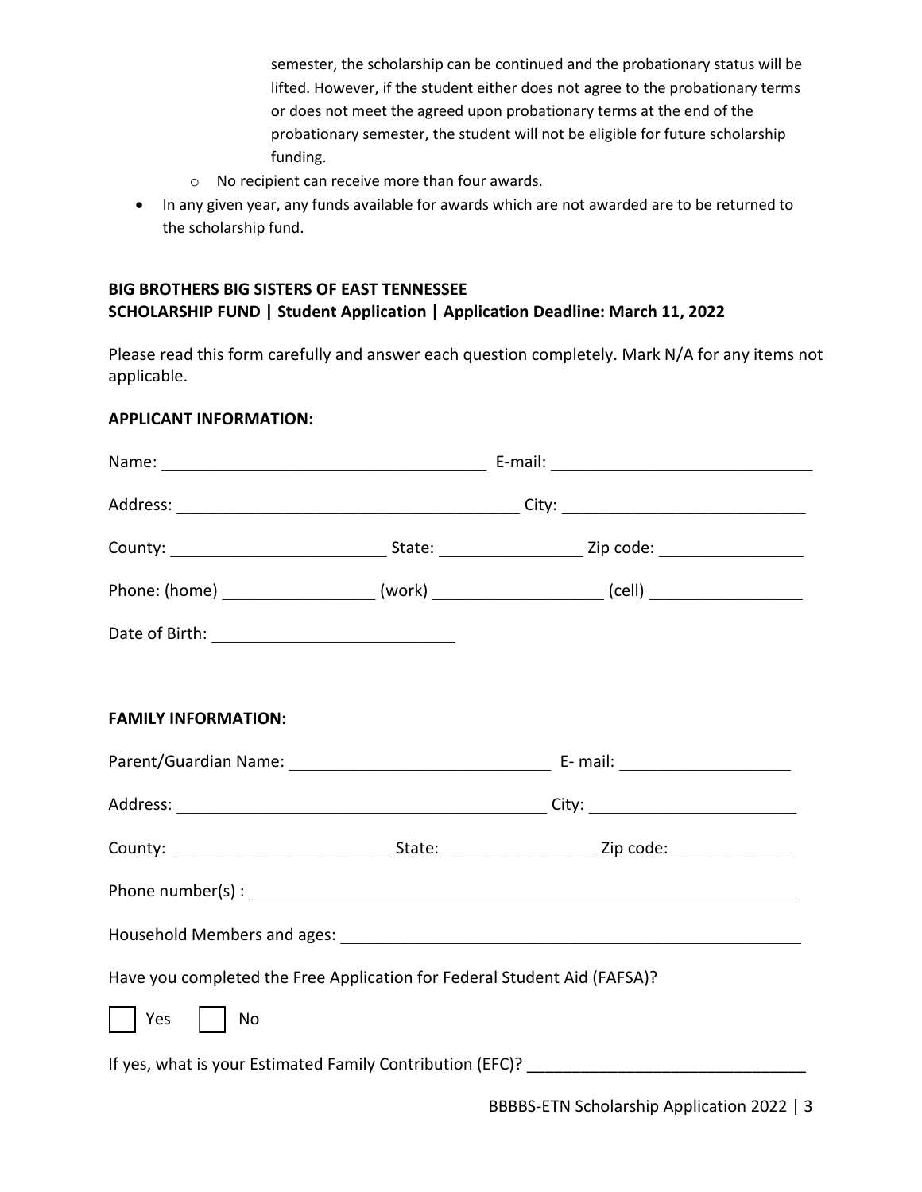semester, the scholarship can be continued and the probationary status will be lifted. However, if the student either does not agree to the probationary terms or does not meet the agreed upon probationary terms at the end of the probationary semester, the student will not be eligible for future scholarship funding.

  - No recipient can receive more than four awards.

- In any given year, any funds available for awards which are not awarded are to be returned to the scholarship fund.

**BIG BROTHERS BIG SISTERS OF EAST TENNESSEE**
**SCHOLARSHIP FUND | Student Application | Application Deadline: March 11, 2022**

Please read this form carefully and answer each question completely. Mark N/A for any items not applicable.

**APPLICANT INFORMATION:**

Name: ______________________________ E-mail: ______________________________

Address: ______________________________ City: ______________________________

County: ____________________ State: ______________ Zip code: ______________

Phone: (home) ______________ (work) ______________ (cell) ______________

Date of Birth: ______________________

**FAMILY INFORMATION:**

Parent/Guardian Name: ______________________________ E- mail: ____________________

Address: ______________________________ City: ______________________________

County: ____________________ State: ______________ Zip code: ______________

Phone number(s) : ____________________________________________________________

Household Members and ages: ____________________________________________________

Have you completed the Free Application for Federal Student Aid (FAFSA)?

☐ Yes ☐ No

If yes, what is your Estimated Family Contribution (EFC)? ______________________________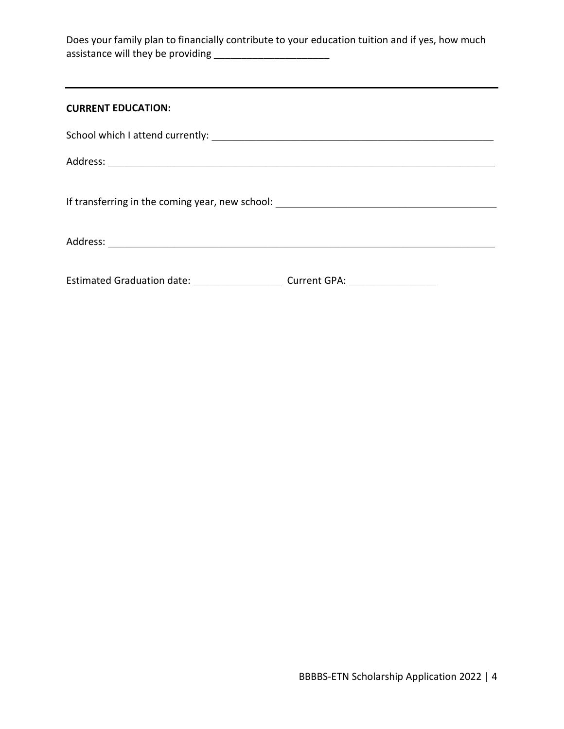Does your family plan to financially contribute to your education tuition and if yes, how much assistance will they be providing _____________________

---

**CURRENT EDUCATION:**

School which I attend currently: _______________________________________________

Address: _______________________________________________

If transferring in the coming year, new school: _______________________________________________

Address: _______________________________________________

Estimated Graduation date: ________________ Current GPA: ________________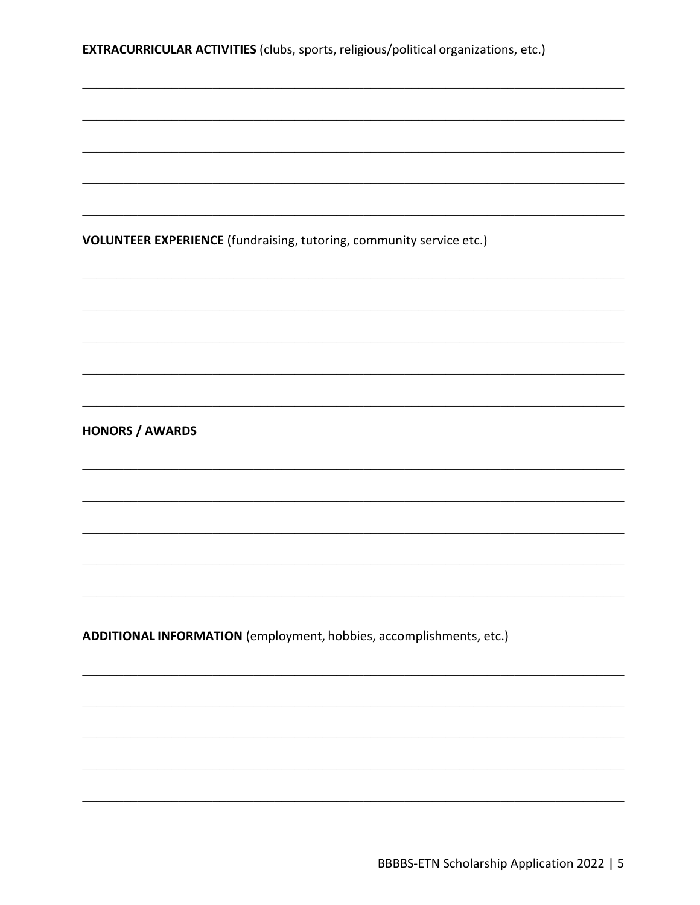**EXTRACURRICULAR ACTIVITIES** (clubs, sports, religious/political organizations, etc.)

\_\_\_\_\_\_\_\_\_\_\_\_\_\_\_\_\_\_\_\_\_\_\_\_\_\_\_\_\_\_\_\_\_\_\_\_\_\_\_\_\_\_\_\_\_\_\_\_\_\_\_\_\_\_\_\_\_\_\_\_\_\_\_\_\_\_\_\_\_\_\_\_

\_\_\_\_\_\_\_\_\_\_\_\_\_\_\_\_\_\_\_\_\_\_\_\_\_\_\_\_\_\_\_\_\_\_\_\_\_\_\_\_\_\_\_\_\_\_\_\_\_\_\_\_\_\_\_\_\_\_\_\_\_\_\_\_\_\_\_\_\_\_\_\_

\_\_\_\_\_\_\_\_\_\_\_\_\_\_\_\_\_\_\_\_\_\_\_\_\_\_\_\_\_\_\_\_\_\_\_\_\_\_\_\_\_\_\_\_\_\_\_\_\_\_\_\_\_\_\_\_\_\_\_\_\_\_\_\_\_\_\_\_\_\_\_\_

\_\_\_\_\_\_\_\_\_\_\_\_\_\_\_\_\_\_\_\_\_\_\_\_\_\_\_\_\_\_\_\_\_\_\_\_\_\_\_\_\_\_\_\_\_\_\_\_\_\_\_\_\_\_\_\_\_\_\_\_\_\_\_\_\_\_\_\_\_\_\_\_

\_\_\_\_\_\_\_\_\_\_\_\_\_\_\_\_\_\_\_\_\_\_\_\_\_\_\_\_\_\_\_\_\_\_\_\_\_\_\_\_\_\_\_\_\_\_\_\_\_\_\_\_\_\_\_\_\_\_\_\_\_\_\_\_\_\_\_\_\_\_\_\_

**VOLUNTEER EXPERIENCE** (fundraising, tutoring, community service etc.)

\_\_\_\_\_\_\_\_\_\_\_\_\_\_\_\_\_\_\_\_\_\_\_\_\_\_\_\_\_\_\_\_\_\_\_\_\_\_\_\_\_\_\_\_\_\_\_\_\_\_\_\_\_\_\_\_\_\_\_\_\_\_\_\_\_\_\_\_\_\_\_\_

\_\_\_\_\_\_\_\_\_\_\_\_\_\_\_\_\_\_\_\_\_\_\_\_\_\_\_\_\_\_\_\_\_\_\_\_\_\_\_\_\_\_\_\_\_\_\_\_\_\_\_\_\_\_\_\_\_\_\_\_\_\_\_\_\_\_\_\_\_\_\_\_

\_\_\_\_\_\_\_\_\_\_\_\_\_\_\_\_\_\_\_\_\_\_\_\_\_\_\_\_\_\_\_\_\_\_\_\_\_\_\_\_\_\_\_\_\_\_\_\_\_\_\_\_\_\_\_\_\_\_\_\_\_\_\_\_\_\_\_\_\_\_\_\_

\_\_\_\_\_\_\_\_\_\_\_\_\_\_\_\_\_\_\_\_\_\_\_\_\_\_\_\_\_\_\_\_\_\_\_\_\_\_\_\_\_\_\_\_\_\_\_\_\_\_\_\_\_\_\_\_\_\_\_\_\_\_\_\_\_\_\_\_\_\_\_\_

\_\_\_\_\_\_\_\_\_\_\_\_\_\_\_\_\_\_\_\_\_\_\_\_\_\_\_\_\_\_\_\_\_\_\_\_\_\_\_\_\_\_\_\_\_\_\_\_\_\_\_\_\_\_\_\_\_\_\_\_\_\_\_\_\_\_\_\_\_\_\_\_

**HONORS / AWARDS**

\_\_\_\_\_\_\_\_\_\_\_\_\_\_\_\_\_\_\_\_\_\_\_\_\_\_\_\_\_\_\_\_\_\_\_\_\_\_\_\_\_\_\_\_\_\_\_\_\_\_\_\_\_\_\_\_\_\_\_\_\_\_\_\_\_\_\_\_\_\_\_\_

\_\_\_\_\_\_\_\_\_\_\_\_\_\_\_\_\_\_\_\_\_\_\_\_\_\_\_\_\_\_\_\_\_\_\_\_\_\_\_\_\_\_\_\_\_\_\_\_\_\_\_\_\_\_\_\_\_\_\_\_\_\_\_\_\_\_\_\_\_\_\_\_

\_\_\_\_\_\_\_\_\_\_\_\_\_\_\_\_\_\_\_\_\_\_\_\_\_\_\_\_\_\_\_\_\_\_\_\_\_\_\_\_\_\_\_\_\_\_\_\_\_\_\_\_\_\_\_\_\_\_\_\_\_\_\_\_\_\_\_\_\_\_\_\_

\_\_\_\_\_\_\_\_\_\_\_\_\_\_\_\_\_\_\_\_\_\_\_\_\_\_\_\_\_\_\_\_\_\_\_\_\_\_\_\_\_\_\_\_\_\_\_\_\_\_\_\_\_\_\_\_\_\_\_\_\_\_\_\_\_\_\_\_\_\_\_\_

\_\_\_\_\_\_\_\_\_\_\_\_\_\_\_\_\_\_\_\_\_\_\_\_\_\_\_\_\_\_\_\_\_\_\_\_\_\_\_\_\_\_\_\_\_\_\_\_\_\_\_\_\_\_\_\_\_\_\_\_\_\_\_\_\_\_\_\_\_\_\_\_

**ADDITIONAL INFORMATION** (employment, hobbies, accomplishments, etc.)

\_\_\_\_\_\_\_\_\_\_\_\_\_\_\_\_\_\_\_\_\_\_\_\_\_\_\_\_\_\_\_\_\_\_\_\_\_\_\_\_\_\_\_\_\_\_\_\_\_\_\_\_\_\_\_\_\_\_\_\_\_\_\_\_\_\_\_\_\_\_\_\_

\_\_\_\_\_\_\_\_\_\_\_\_\_\_\_\_\_\_\_\_\_\_\_\_\_\_\_\_\_\_\_\_\_\_\_\_\_\_\_\_\_\_\_\_\_\_\_\_\_\_\_\_\_\_\_\_\_\_\_\_\_\_\_\_\_\_\_\_\_\_\_\_

\_\_\_\_\_\_\_\_\_\_\_\_\_\_\_\_\_\_\_\_\_\_\_\_\_\_\_\_\_\_\_\_\_\_\_\_\_\_\_\_\_\_\_\_\_\_\_\_\_\_\_\_\_\_\_\_\_\_\_\_\_\_\_\_\_\_\_\_\_\_\_\_

\_\_\_\_\_\_\_\_\_\_\_\_\_\_\_\_\_\_\_\_\_\_\_\_\_\_\_\_\_\_\_\_\_\_\_\_\_\_\_\_\_\_\_\_\_\_\_\_\_\_\_\_\_\_\_\_\_\_\_\_\_\_\_\_\_\_\_\_\_\_\_\_

\_\_\_\_\_\_\_\_\_\_\_\_\_\_\_\_\_\_\_\_\_\_\_\_\_\_\_\_\_\_\_\_\_\_\_\_\_\_\_\_\_\_\_\_\_\_\_\_\_\_\_\_\_\_\_\_\_\_\_\_\_\_\_\_\_\_\_\_\_\_\_\_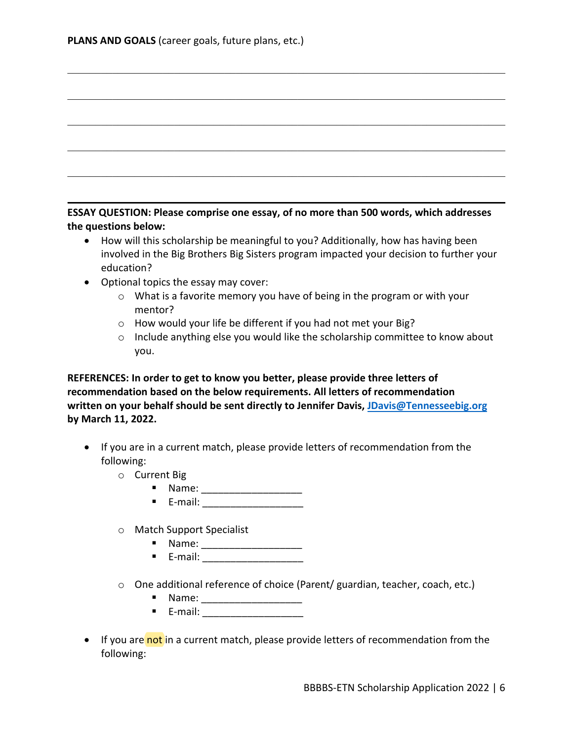**PLANS AND GOALS** (career goals, future plans, etc.)

______________________________________________________________________________

______________________________________________________________________________

______________________________________________________________________________

______________________________________________________________________________

______________________________________________________________________________

---

**ESSAY QUESTION: Please comprise one essay, of no more than 500 words, which addresses the questions below:**

- How will this scholarship be meaningful to you? Additionally, how has having been involved in the Big Brothers Big Sisters program impacted your decision to further your education?
- Optional topics the essay may cover:
  - What is a favorite memory you have of being in the program or with your mentor?
  - How would your life be different if you had not met your Big?
  - Include anything else you would like the scholarship committee to know about you.

**REFERENCES: In order to get to know you better, please provide three letters of recommendation based on the below requirements. All letters of recommendation written on your behalf should be sent directly to Jennifer Davis, JDavis@Tennesseebig.org by March 11, 2022.**

- If you are in a current match, please provide letters of recommendation from the following:
  - Current Big
    - Name: __________________
    - E-mail: __________________
  - Match Support Specialist
    - Name: __________________
    - E-mail: __________________
  - One additional reference of choice (Parent/ guardian, teacher, coach, etc.)
    - Name: __________________
    - E-mail: __________________
- If you are not in a current match, please provide letters of recommendation from the following: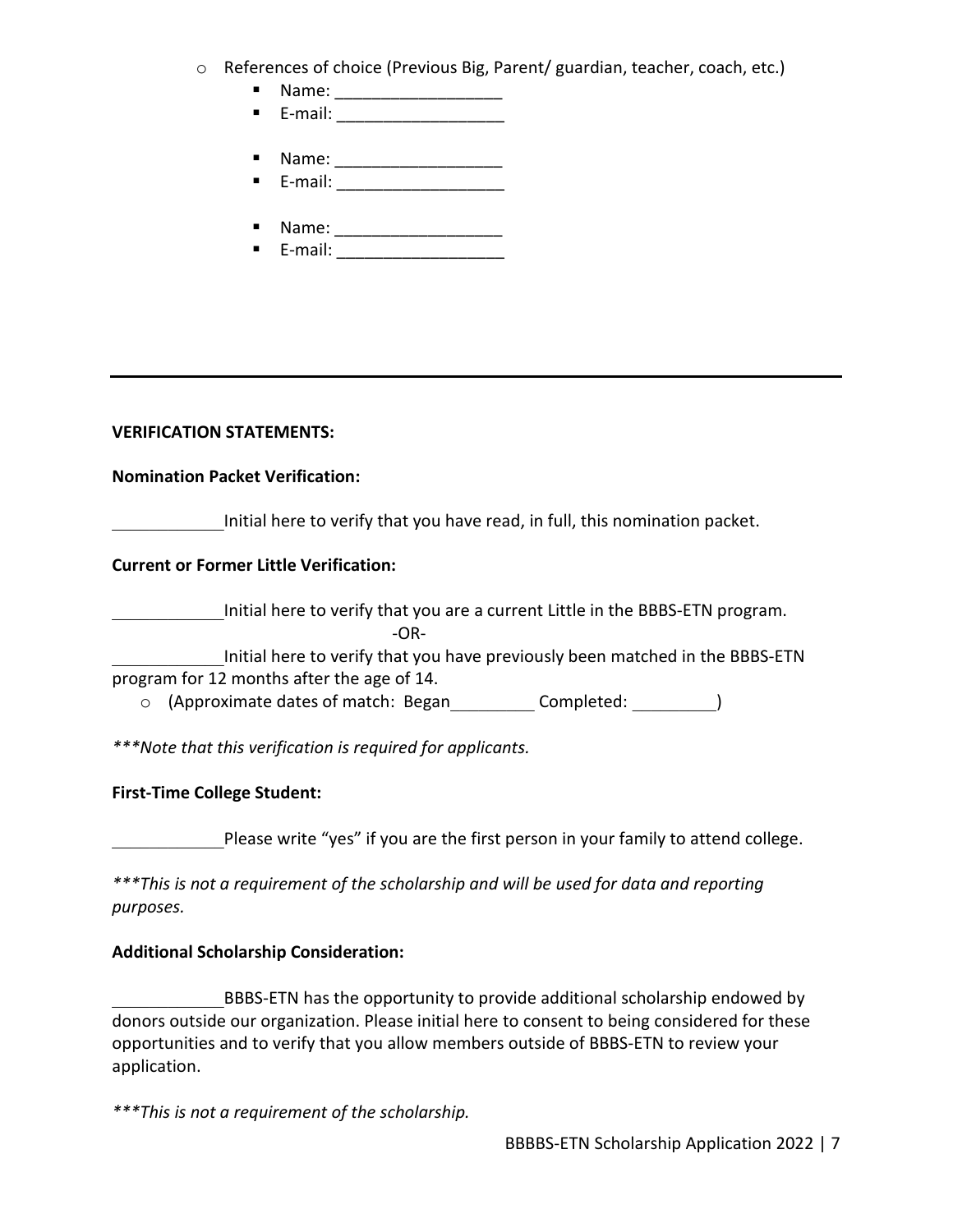- References of choice (Previous Big, Parent/ guardian, teacher, coach, etc.)
  - Name: __________________
  - E-mail: __________________

  - Name: __________________
  - E-mail: __________________

  - Name: __________________
  - E-mail: __________________

---

**VERIFICATION STATEMENTS:**

**Nomination Packet Verification:**

____________Initial here to verify that you have read, in full, this nomination packet.

**Current or Former Little Verification:**

____________Initial here to verify that you are a current Little in the BBBS-ETN program.

-OR-

____________Initial here to verify that you have previously been matched in the BBBS-ETN program for 12 months after the age of 14.

- (Approximate dates of match: Began__________ Completed: __________)

*\*\*\*Note that this verification is required for applicants.*

**First-Time College Student:**

____________Please write "yes" if you are the first person in your family to attend college.

*\*\*\*This is not a requirement of the scholarship and will be used for data and reporting purposes.*

**Additional Scholarship Consideration:**

____________BBBS-ETN has the opportunity to provide additional scholarship endowed by donors outside our organization. Please initial here to consent to being considered for these opportunities and to verify that you allow members outside of BBBS-ETN to review your application.

*\*\*\*This is not a requirement of the scholarship.*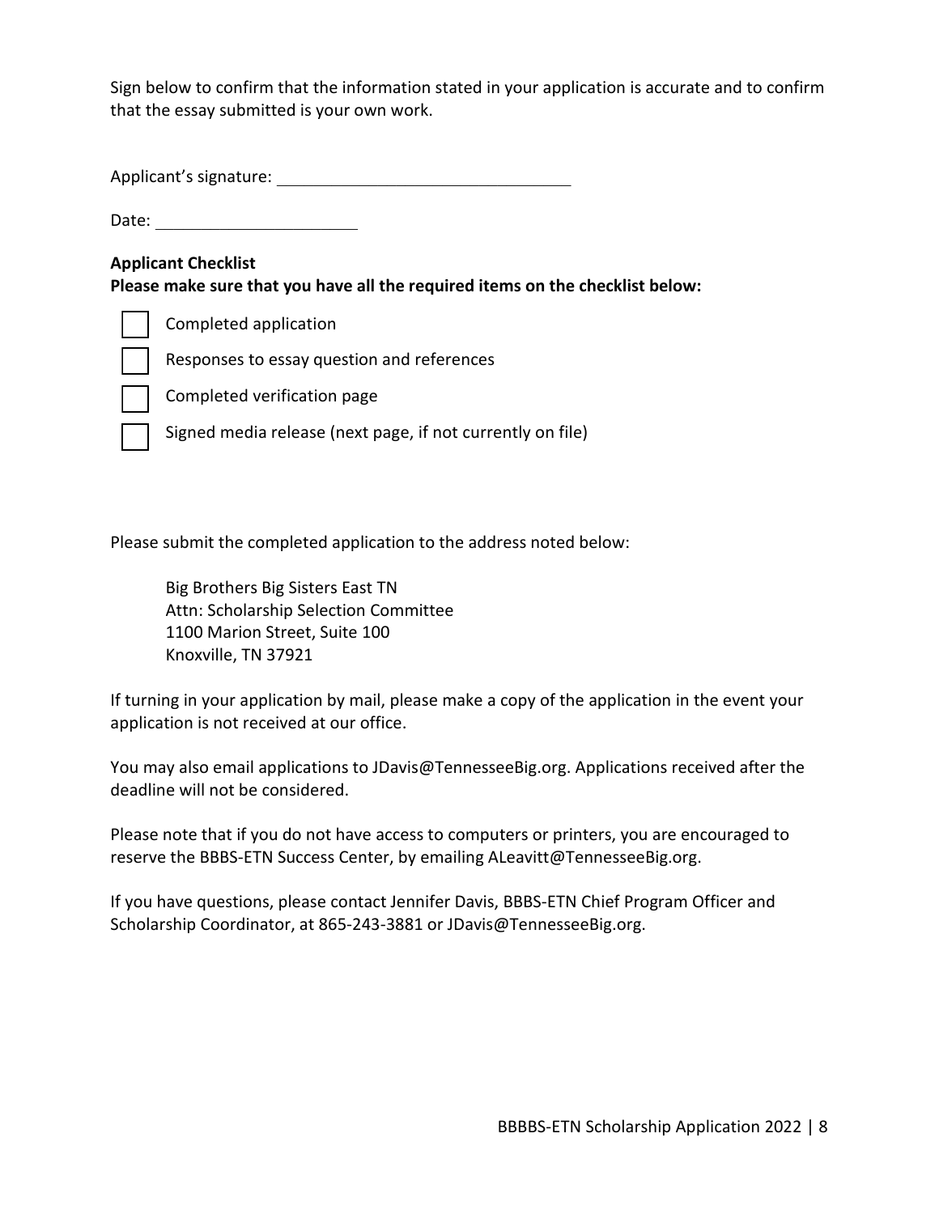Sign below to confirm that the information stated in your application is accurate and to confirm that the essay submitted is your own work.

Applicant's signature: ________________________________

Date: ______________________

**Applicant Checklist**
**Please make sure that you have all the required items on the checklist below:**

- [ ] Completed application
- [ ] Responses to essay question and references
- [ ] Completed verification page
- [ ] Signed media release (next page, if not currently on file)

Please submit the completed application to the address noted below:

> Big Brothers Big Sisters East TN
> Attn: Scholarship Selection Committee
> 1100 Marion Street, Suite 100
> Knoxville, TN 37921

If turning in your application by mail, please make a copy of the application in the event your application is not received at our office.

You may also email applications to JDavis@TennesseeBig.org. Applications received after the deadline will not be considered.

Please note that if you do not have access to computers or printers, you are encouraged to reserve the BBBS-ETN Success Center, by emailing ALeavitt@TennesseeBig.org.

If you have questions, please contact Jennifer Davis, BBBS-ETN Chief Program Officer and Scholarship Coordinator, at 865-243-3881 or JDavis@TennesseeBig.org.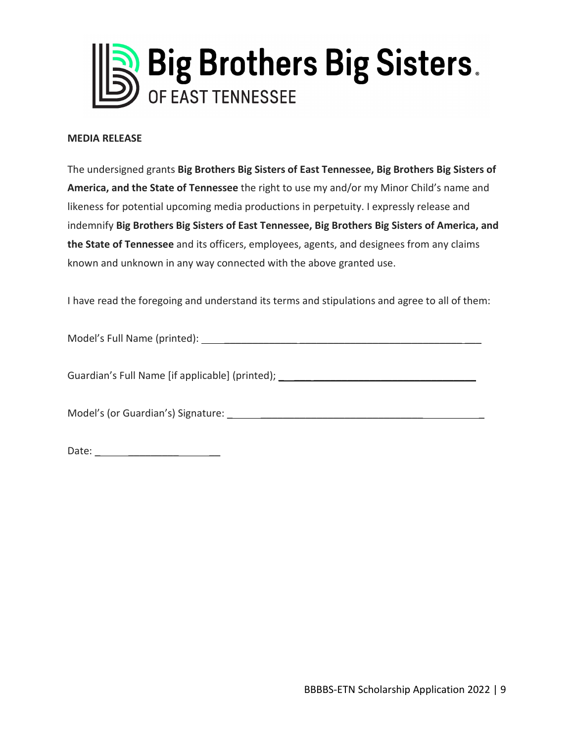# Big Brothers Big Sisters
OF EAST TENNESSEE

**MEDIA RELEASE**

The undersigned grants **Big Brothers Big Sisters of East Tennessee, Big Brothers Big Sisters of America, and the State of Tennessee** the right to use my and/or my Minor Child's name and likeness for potential upcoming media productions in perpetuity. I expressly release and indemnify **Big Brothers Big Sisters of East Tennessee, Big Brothers Big Sisters of America, and the State of Tennessee** and its officers, employees, agents, and designees from any claims known and unknown in any way connected with the above granted use.

I have read the foregoing and understand its terms and stipulations and agree to all of them:

Model's Full Name (printed): ______________________________________________

Guardian's Full Name [if applicable] (printed); ________________________________

Model's (or Guardian's) Signature: ___________________________________________

Date: ____________________